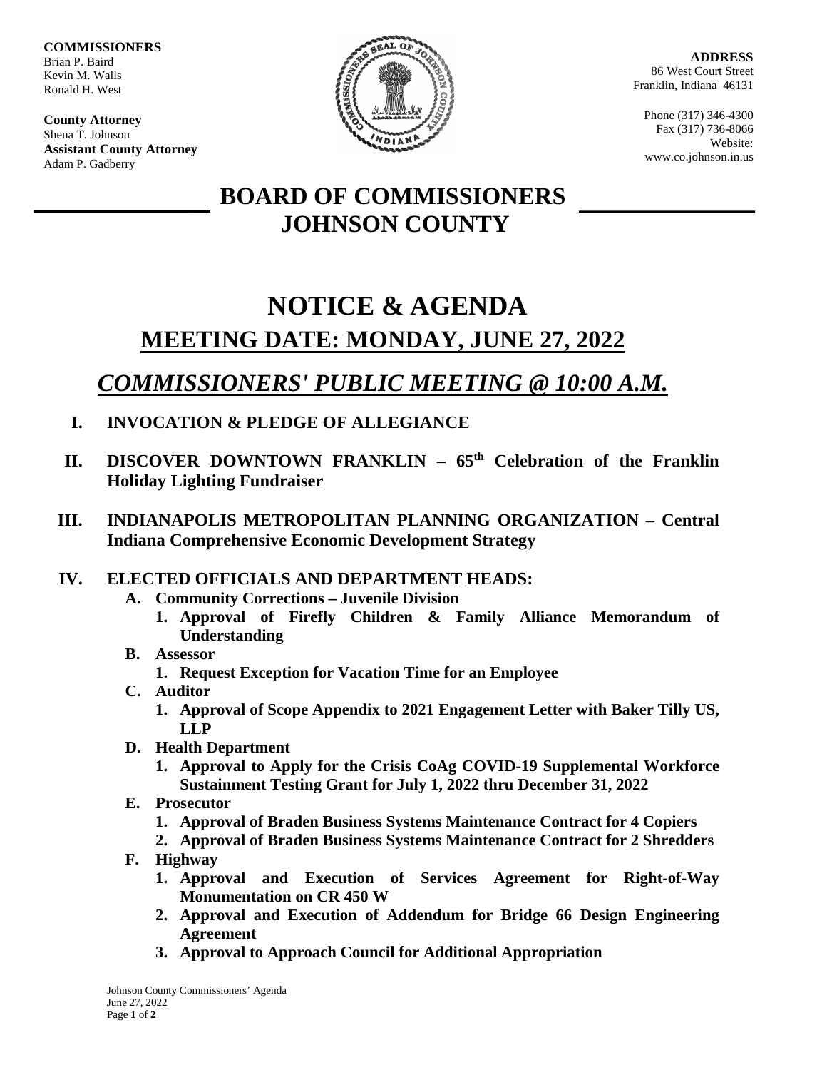**COMMISSIONERS**
Brian P. Baird
Kevin M. Walls
Ronald H. West

**County Attorney**
Shena T. Johnson
**Assistant County Attorney**
Adam P. Gadberry

**ADDRESS**
86 West Court Street
Franklin, Indiana 46131

Phone (317) 346-4300
Fax (317) 736-8066
Website:
www.co.johnson.in.us

# BOARD OF COMMISSIONERS JOHNSON COUNTY

# NOTICE & AGENDA

## MEETING DATE: MONDAY, JUNE 27, 2022

## *COMMISSIONERS' PUBLIC MEETING @ 10:00 A.M.*

**I. INVOCATION & PLEDGE OF ALLEGIANCE**

**II. DISCOVER DOWNTOWN FRANKLIN – 65th Celebration of the Franklin Holiday Lighting Fundraiser**

**III. INDIANAPOLIS METROPOLITAN PLANNING ORGANIZATION – Central Indiana Comprehensive Economic Development Strategy**

**IV. ELECTED OFFICIALS AND DEPARTMENT HEADS:**

- **A. Community Corrections – Juvenile Division**
  1. **Approval of Firefly Children & Family Alliance Memorandum of Understanding**
- **B. Assessor**
  1. **Request Exception for Vacation Time for an Employee**
- **C. Auditor**
  1. **Approval of Scope Appendix to 2021 Engagement Letter with Baker Tilly US, LLP**
- **D. Health Department**
  1. **Approval to Apply for the Crisis CoAg COVID-19 Supplemental Workforce Sustainment Testing Grant for July 1, 2022 thru December 31, 2022**
- **E. Prosecutor**
  1. **Approval of Braden Business Systems Maintenance Contract for 4 Copiers**
  2. **Approval of Braden Business Systems Maintenance Contract for 2 Shredders**
- **F. Highway**
  1. **Approval and Execution of Services Agreement for Right-of-Way Monumentation on CR 450 W**
  2. **Approval and Execution of Addendum for Bridge 66 Design Engineering Agreement**
  3. **Approval to Approach Council for Additional Appropriation**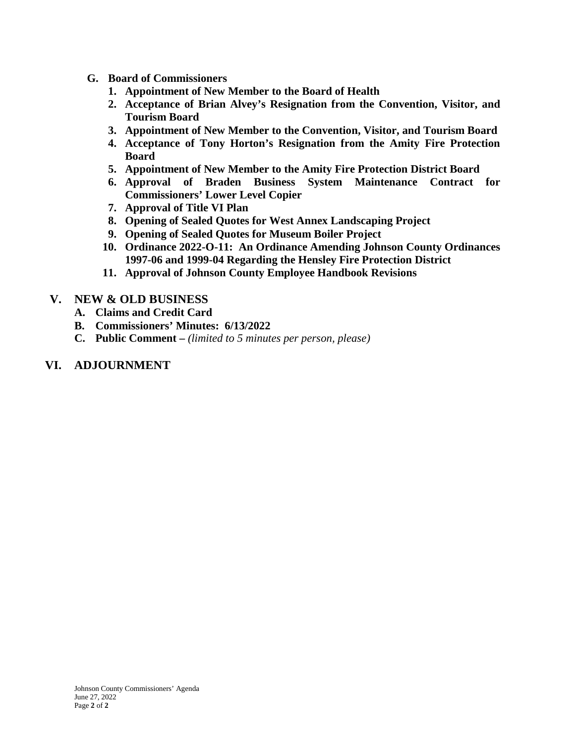**G. Board of Commissioners**

1. **Appointment of New Member to the Board of Health**
2. **Acceptance of Brian Alvey's Resignation from the Convention, Visitor, and Tourism Board**
3. **Appointment of New Member to the Convention, Visitor, and Tourism Board**
4. **Acceptance of Tony Horton's Resignation from the Amity Fire Protection Board**
5. **Appointment of New Member to the Amity Fire Protection District Board**
6. **Approval of Braden Business System Maintenance Contract for Commissioners' Lower Level Copier**
7. **Approval of Title VI Plan**
8. **Opening of Sealed Quotes for West Annex Landscaping Project**
9. **Opening of Sealed Quotes for Museum Boiler Project**
10. **Ordinance 2022-O-11: An Ordinance Amending Johnson County Ordinances 1997-06 and 1999-04 Regarding the Hensley Fire Protection District**
11. **Approval of Johnson County Employee Handbook Revisions**

## V. NEW & OLD BUSINESS

**A. Claims and Credit Card**

**B. Commissioners' Minutes: 6/13/2022**

**C. Public Comment –** *(limited to 5 minutes per person, please)*

## VI. ADJOURNMENT